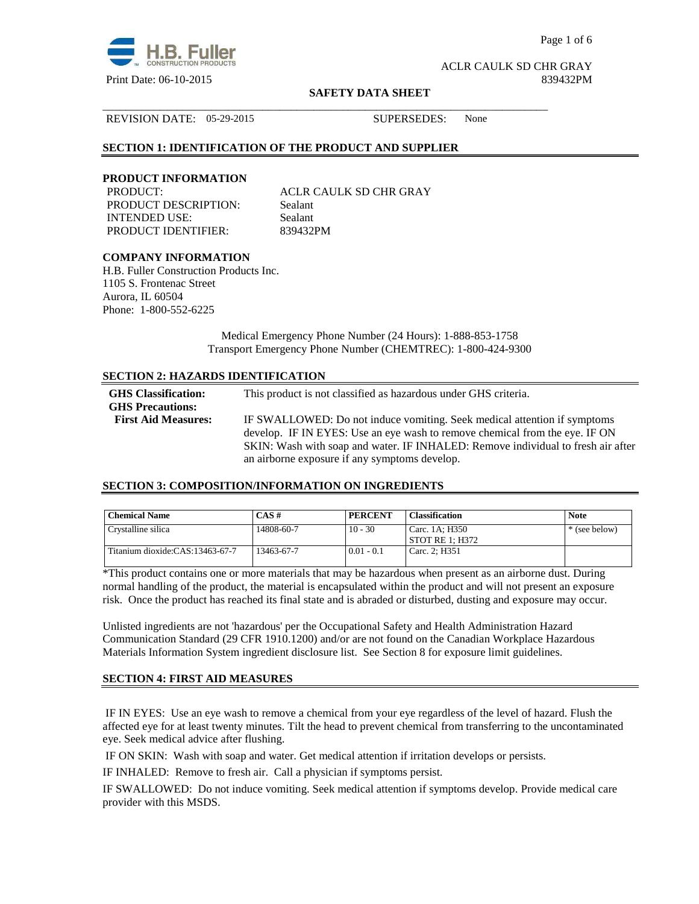ACLR CAULK SD CHR GRAY

Print Date: 06-10-2015 839432PM

**SAFETY DATA SHEET**

REVISION DATE: 05-29-2015 SUPERSEDES: None

## SECTION 1: IDENTIFICATION OF THE PRODUCT AND SUPPLIER

### PRODUCT INFORMATION

PRODUCT: ACLR CAULK SD CHR GRAY
PRODUCT DESCRIPTION: Sealant
INTENDED USE: Sealant
PRODUCT IDENTIFIER: 839432PM

### COMPANY INFORMATION

H.B. Fuller Construction Products Inc.
1105 S. Frontenac Street
Aurora, IL 60504
Phone: 1-800-552-6225

Medical Emergency Phone Number (24 Hours): 1-888-853-1758
Transport Emergency Phone Number (CHEMTREC): 1-800-424-9300

## SECTION 2: HAZARDS IDENTIFICATION

**GHS Classification:** This product is not classified as hazardous under GHS criteria.

**GHS Precautions:**

**First Aid Measures:** IF SWALLOWED: Do not induce vomiting. Seek medical attention if symptoms develop. IF IN EYES: Use an eye wash to remove chemical from the eye. IF ON SKIN: Wash with soap and water. IF INHALED: Remove individual to fresh air after an airborne exposure if any symptoms develop.

## SECTION 3: COMPOSITION/INFORMATION ON INGREDIENTS

| Chemical Name | CAS # | PERCENT | Classification | Note |
|---|---|---|---|---|
| Crystalline silica | 14808-60-7 | 10 - 30 | Carc. 1A; H350<br>STOT RE 1; H372 | * (see below) |
| Titanium dioxide:CAS:13463-67-7 | 13463-67-7 | 0.01 - 0.1 | Carc. 2; H351 | |

*This product contains one or more materials that may be hazardous when present as an airborne dust. During normal handling of the product, the material is encapsulated within the product and will not present an exposure risk. Once the product has reached its final state and is abraded or disturbed, dusting and exposure may occur.

Unlisted ingredients are not 'hazardous' per the Occupational Safety and Health Administration Hazard Communication Standard (29 CFR 1910.1200) and/or are not found on the Canadian Workplace Hazardous Materials Information System ingredient disclosure list. See Section 8 for exposure limit guidelines.

## SECTION 4: FIRST AID MEASURES

IF IN EYES: Use an eye wash to remove a chemical from your eye regardless of the level of hazard. Flush the affected eye for at least twenty minutes. Tilt the head to prevent chemical from transferring to the uncontaminated eye. Seek medical advice after flushing.

IF ON SKIN: Wash with soap and water. Get medical attention if irritation develops or persists.

IF INHALED: Remove to fresh air. Call a physician if symptoms persist.

IF SWALLOWED: Do not induce vomiting. Seek medical attention if symptoms develop. Provide medical care provider with this MSDS.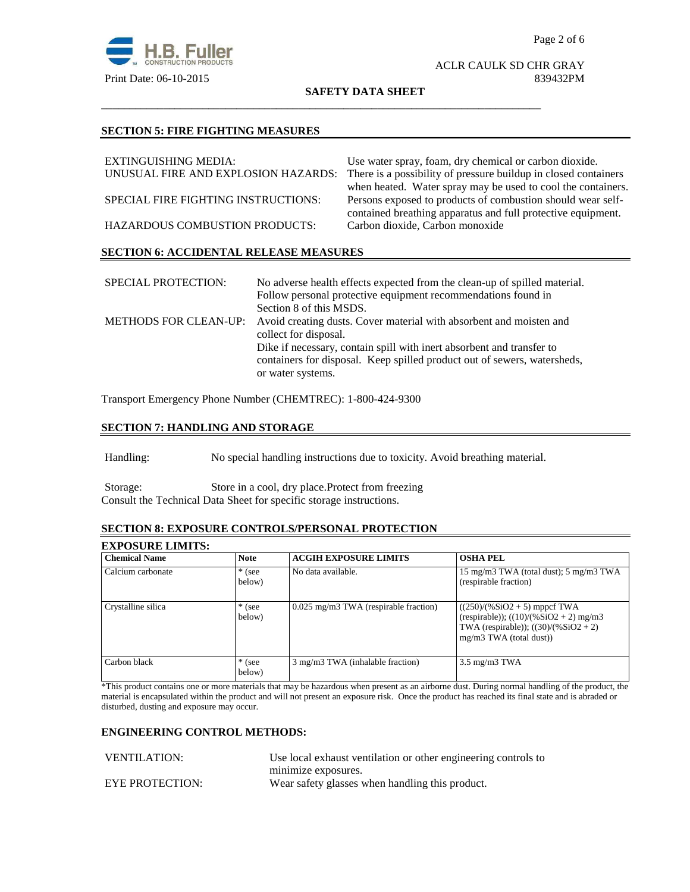## SECTION 5: FIRE FIGHTING MEASURES

| | |
|---|---|
| EXTINGUISHING MEDIA: | Use water spray, foam, dry chemical or carbon dioxide. |
| UNUSUAL FIRE AND EXPLOSION HAZARDS: | There is a possibility of pressure buildup in closed containers when heated. Water spray may be used to cool the containers. |
| SPECIAL FIRE FIGHTING INSTRUCTIONS: | Persons exposed to products of combustion should wear self-contained breathing apparatus and full protective equipment. |
| HAZARDOUS COMBUSTION PRODUCTS: | Carbon dioxide, Carbon monoxide |

## SECTION 6: ACCIDENTAL RELEASE MEASURES

| | |
|---|---|
| SPECIAL PROTECTION: | No adverse health effects expected from the clean-up of spilled material. Follow personal protective equipment recommendations found in Section 8 of this MSDS. |
| METHODS FOR CLEAN-UP: | Avoid creating dusts. Cover material with absorbent and moisten and collect for disposal. Dike if necessary, contain spill with inert absorbent and transfer to containers for disposal. Keep spilled product out of sewers, watersheds, or water systems. |

Transport Emergency Phone Number (CHEMTREC): 1-800-424-9300

## SECTION 7: HANDLING AND STORAGE

Handling: No special handling instructions due to toxicity. Avoid breathing material.

Storage: Store in a cool, dry place.Protect from freezing
Consult the Technical Data Sheet for specific storage instructions.

## SECTION 8: EXPOSURE CONTROLS/PERSONAL PROTECTION

**EXPOSURE LIMITS:**

| Chemical Name | Note | ACGIH EXPOSURE LIMITS | OSHA PEL |
|---|---|---|---|
| Calcium carbonate | * (see below) | No data available. | 15 mg/m3 TWA (total dust); 5 mg/m3 TWA (respirable fraction) |
| Crystalline silica | * (see below) | 0.025 mg/m3 TWA (respirable fraction) | ((250)/(%SiO2 + 5) mppcf TWA (respirable)); ((10)/(%SiO2 + 2) mg/m3 TWA (respirable)); ((30)/(%SiO2 + 2) mg/m3 TWA (total dust)) |
| Carbon black | * (see below) | 3 mg/m3 TWA (inhalable fraction) | 3.5 mg/m3 TWA |

*This product contains one or more materials that may be hazardous when present as an airborne dust. During normal handling of the product, the material is encapsulated within the product and will not present an exposure risk. Once the product has reached its final state and is abraded or disturbed, dusting and exposure may occur.

### ENGINEERING CONTROL METHODS:

| | |
|---|---|
| VENTILATION: | Use local exhaust ventilation or other engineering controls to minimize exposures. |
| EYE PROTECTION: | Wear safety glasses when handling this product. |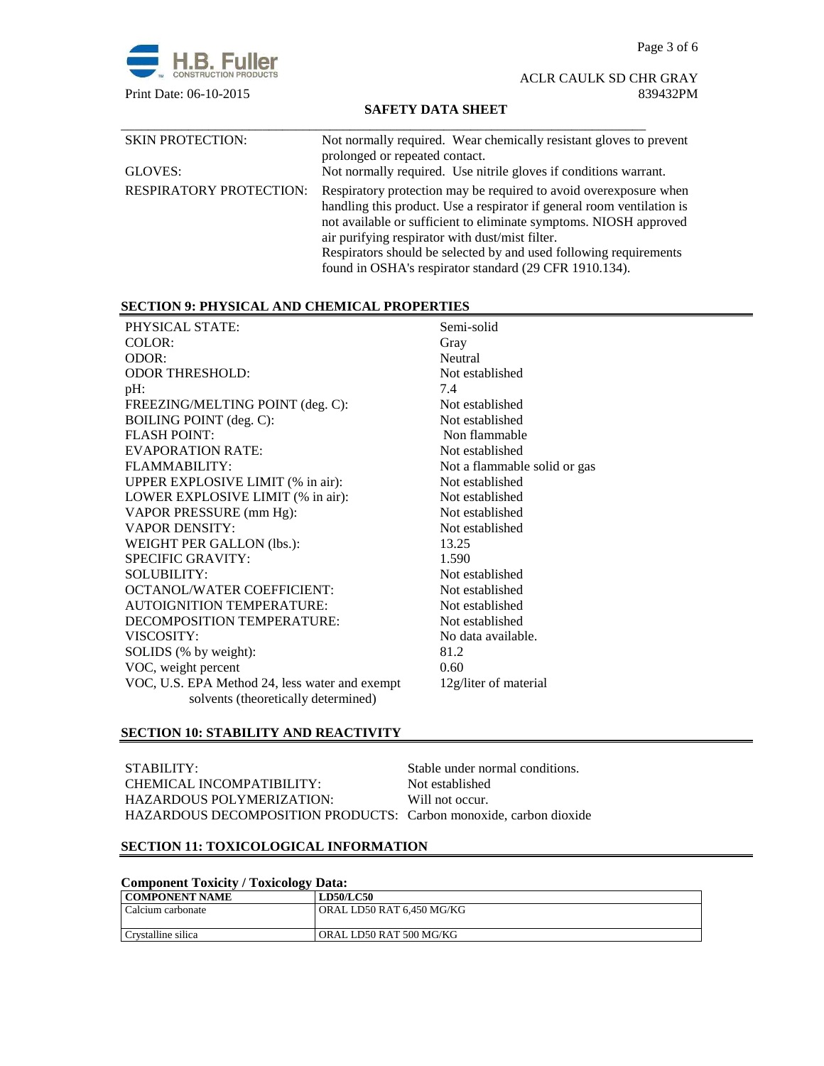| | |
|---|---|
| SKIN PROTECTION: | Not normally required. Wear chemically resistant gloves to prevent prolonged or repeated contact. |
| GLOVES: | Not normally required. Use nitrile gloves if conditions warrant. |
| RESPIRATORY PROTECTION: | Respiratory protection may be required to avoid overexposure when handling this product. Use a respirator if general room ventilation is not available or sufficient to eliminate symptoms. NIOSH approved air purifying respirator with dust/mist filter. Respirators should be selected by and used following requirements found in OSHA's respirator standard (29 CFR 1910.134). |

## SECTION 9: PHYSICAL AND CHEMICAL PROPERTIES

| | |
|---|---|
| PHYSICAL STATE: | Semi-solid |
| COLOR: | Gray |
| ODOR: | Neutral |
| ODOR THRESHOLD: | Not established |
| pH: | 7.4 |
| FREEZING/MELTING POINT (deg. C): | Not established |
| BOILING POINT (deg. C): | Not established |
| FLASH POINT: | Non flammable |
| EVAPORATION RATE: | Not established |
| FLAMMABILITY: | Not a flammable solid or gas |
| UPPER EXPLOSIVE LIMIT (% in air): | Not established |
| LOWER EXPLOSIVE LIMIT (% in air): | Not established |
| VAPOR PRESSURE (mm Hg): | Not established |
| VAPOR DENSITY: | Not established |
| WEIGHT PER GALLON (lbs.): | 13.25 |
| SPECIFIC GRAVITY: | 1.590 |
| SOLUBILITY: | Not established |
| OCTANOL/WATER COEFFICIENT: | Not established |
| AUTOIGNITION TEMPERATURE: | Not established |
| DECOMPOSITION TEMPERATURE: | Not established |
| VISCOSITY: | No data available. |
| SOLIDS (% by weight): | 81.2 |
| VOC, weight percent | 0.60 |
| VOC, U.S. EPA Method 24, less water and exempt solvents (theoretically determined) | 12g/liter of material |

## SECTION 10: STABILITY AND REACTIVITY

| | |
|---|---|
| STABILITY: | Stable under normal conditions. |
| CHEMICAL INCOMPATIBILITY: | Not established |
| HAZARDOUS POLYMERIZATION: | Will not occur. |
| HAZARDOUS DECOMPOSITION PRODUCTS: | Carbon monoxide, carbon dioxide |

## SECTION 11: TOXICOLOGICAL INFORMATION

**Component Toxicity / Toxicology Data:**

| COMPONENT NAME | LD50/LC50 |
|---|---|
| Calcium carbonate | ORAL LD50 RAT 6,450 MG/KG |
| Crystalline silica | ORAL LD50 RAT 500 MG/KG |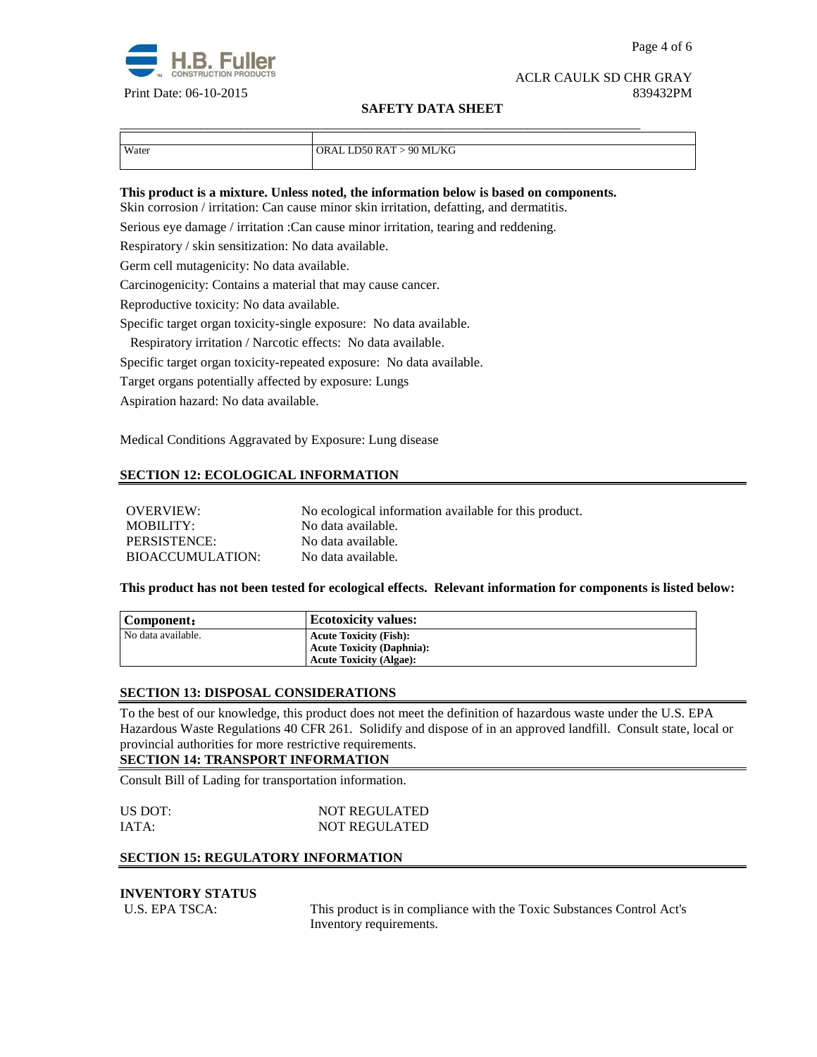| | |
|---|---|
| Water | ORAL LD50 RAT > 90 ML/KG |

**This product is a mixture. Unless noted, the information below is based on components.**

Skin corrosion / irritation: Can cause minor skin irritation, defatting, and dermatitis.

Serious eye damage / irritation :Can cause minor irritation, tearing and reddening.

Respiratory / skin sensitization: No data available.

Germ cell mutagenicity: No data available.

Carcinogenicity: Contains a material that may cause cancer.

Reproductive toxicity: No data available.

Specific target organ toxicity-single exposure: No data available.

Respiratory irritation / Narcotic effects: No data available.

Specific target organ toxicity-repeated exposure: No data available.

Target organs potentially affected by exposure: Lungs

Aspiration hazard: No data available.

Medical Conditions Aggravated by Exposure: Lung disease

## SECTION 12: ECOLOGICAL INFORMATION

| | |
|---|---|
| OVERVIEW: | No ecological information available for this product. |
| MOBILITY: | No data available. |
| PERSISTENCE: | No data available. |
| BIOACCUMULATION: | No data available. |

**This product has not been tested for ecological effects. Relevant information for components is listed below:**

| Component: | Ecotoxicity values: |
|---|---|
| No data available. | **Acute Toxicity (Fish):**<br>**Acute Toxicity (Daphnia):**<br>**Acute Toxicity (Algae):** |

## SECTION 13: DISPOSAL CONSIDERATIONS

To the best of our knowledge, this product does not meet the definition of hazardous waste under the U.S. EPA Hazardous Waste Regulations 40 CFR 261. Solidify and dispose of in an approved landfill. Consult state, local or provincial authorities for more restrictive requirements.

## SECTION 14: TRANSPORT INFORMATION

Consult Bill of Lading for transportation information.

| | |
|---|---|
| US DOT: | NOT REGULATED |
| IATA: | NOT REGULATED |

## SECTION 15: REGULATORY INFORMATION

**INVENTORY STATUS**

U.S. EPA TSCA: This product is in compliance with the Toxic Substances Control Act's Inventory requirements.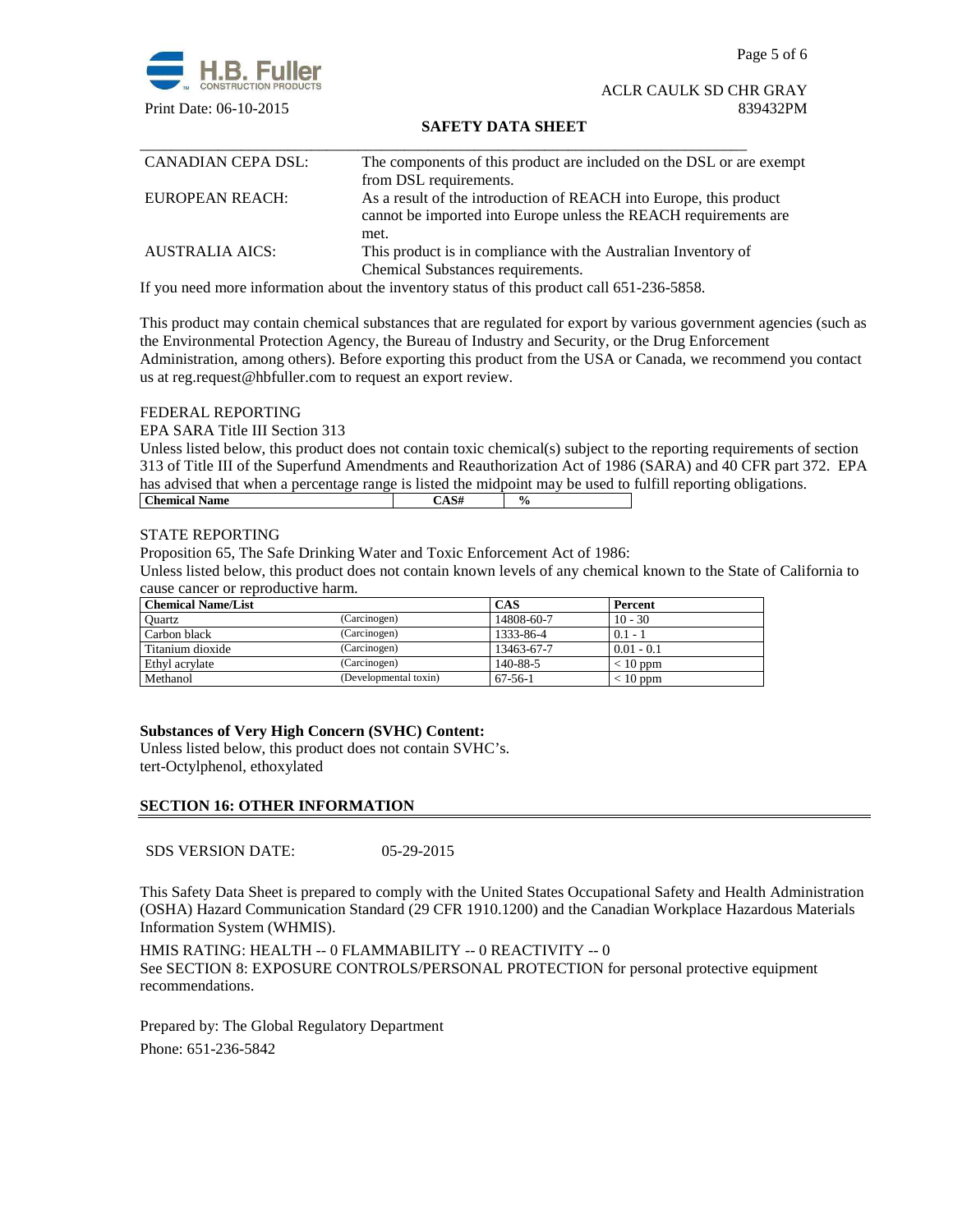| | |
|---|---|
| CANADIAN CEPA DSL: | The components of this product are included on the DSL or are exempt from DSL requirements. |
| EUROPEAN REACH: | As a result of the introduction of REACH into Europe, this product cannot be imported into Europe unless the REACH requirements are met. |
| AUSTRALIA AICS: | This product is in compliance with the Australian Inventory of Chemical Substances requirements. |

If you need more information about the inventory status of this product call 651-236-5858.

This product may contain chemical substances that are regulated for export by various government agencies (such as the Environmental Protection Agency, the Bureau of Industry and Security, or the Drug Enforcement Administration, among others). Before exporting this product from the USA or Canada, we recommend you contact us at reg.request@hbfuller.com to request an export review.

FEDERAL REPORTING

EPA SARA Title III Section 313

Unless listed below, this product does not contain toxic chemical(s) subject to the reporting requirements of section 313 of Title III of the Superfund Amendments and Reauthorization Act of 1986 (SARA) and 40 CFR part 372. EPA has advised that when a percentage range is listed the midpoint may be used to fulfill reporting obligations.

| Chemical Name | CAS# | % |
|---|---|---|

STATE REPORTING

Proposition 65, The Safe Drinking Water and Toxic Enforcement Act of 1986:

Unless listed below, this product does not contain known levels of any chemical known to the State of California to cause cancer or reproductive harm.

| Chemical Name/List | | CAS | Percent |
|---|---|---|---|
| Quartz | (Carcinogen) | 14808-60-7 | 10 - 30 |
| Carbon black | (Carcinogen) | 1333-86-4 | 0.1 - 1 |
| Titanium dioxide | (Carcinogen) | 13463-67-7 | 0.01 - 0.1 |
| Ethyl acrylate | (Carcinogen) | 140-88-5 | < 10 ppm |
| Methanol | (Developmental toxin) | 67-56-1 | < 10 ppm |

**Substances of Very High Concern (SVHC) Content:**

Unless listed below, this product does not contain SVHC's.
tert-Octylphenol, ethoxylated

## SECTION 16: OTHER INFORMATION

SDS VERSION DATE: 05-29-2015

This Safety Data Sheet is prepared to comply with the United States Occupational Safety and Health Administration (OSHA) Hazard Communication Standard (29 CFR 1910.1200) and the Canadian Workplace Hazardous Materials Information System (WHMIS).

HMIS RATING: HEALTH -- 0 FLAMMABILITY -- 0 REACTIVITY -- 0
See SECTION 8: EXPOSURE CONTROLS/PERSONAL PROTECTION for personal protective equipment recommendations.

Prepared by: The Global Regulatory Department
Phone: 651-236-5842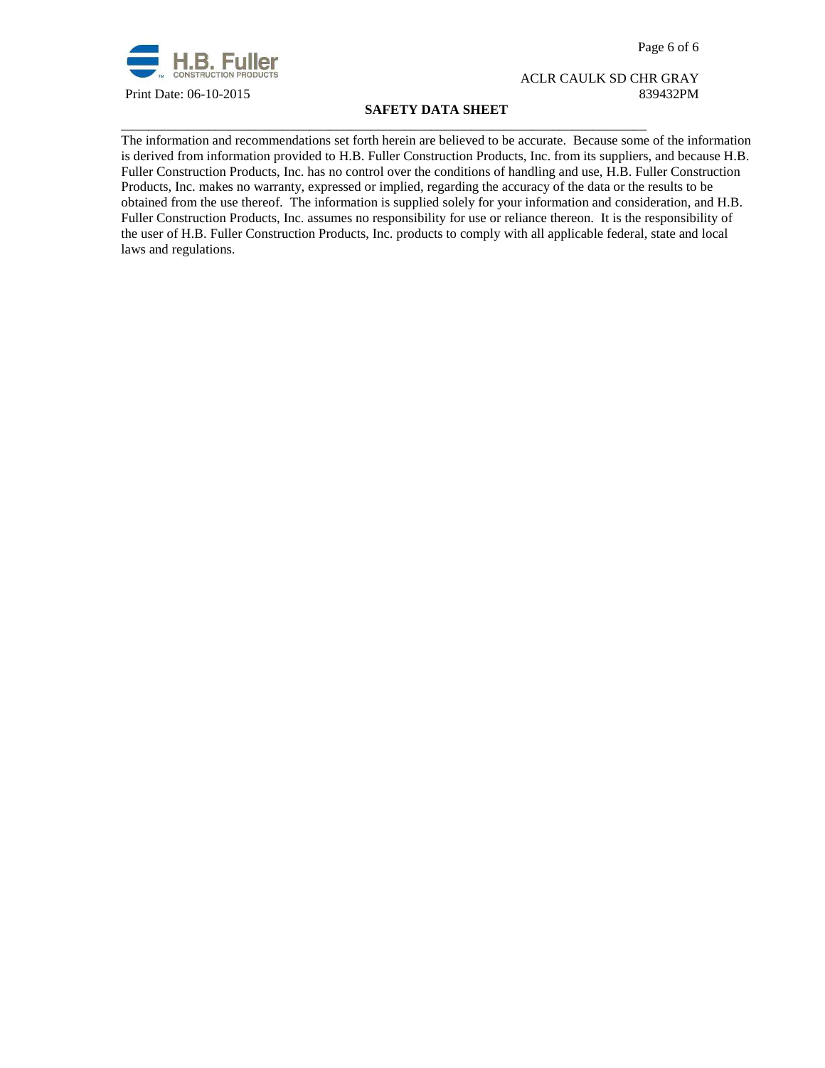The information and recommendations set forth herein are believed to be accurate. Because some of the information is derived from information provided to H.B. Fuller Construction Products, Inc. from its suppliers, and because H.B. Fuller Construction Products, Inc. has no control over the conditions of handling and use, H.B. Fuller Construction Products, Inc. makes no warranty, expressed or implied, regarding the accuracy of the data or the results to be obtained from the use thereof. The information is supplied solely for your information and consideration, and H.B. Fuller Construction Products, Inc. assumes no responsibility for use or reliance thereon. It is the responsibility of the user of H.B. Fuller Construction Products, Inc. products to comply with all applicable federal, state and local laws and regulations.